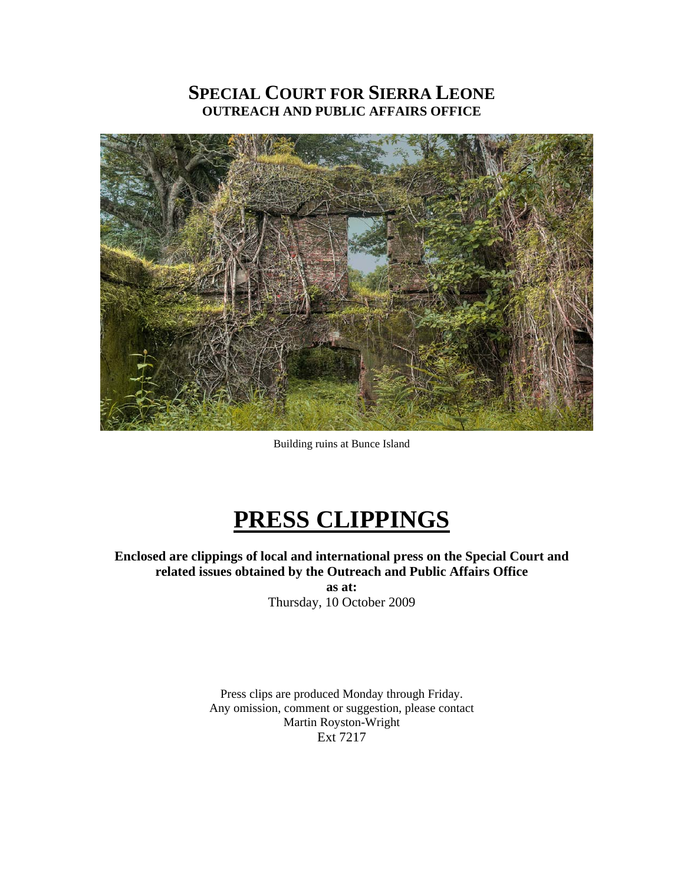# SPECIAL COURT FOR SIERRA LEONE
## OUTREACH AND PUBLIC AFFAIRS OFFICE

Building ruins at Bunce Island

# PRESS CLIPPINGS

**Enclosed are clippings of local and international press on the Special Court and related issues obtained by the Outreach and Public Affairs Office**

**as at:**

Thursday, 10 October 2009

Press clips are produced Monday through Friday.
Any omission, comment or suggestion, please contact
Martin Royston-Wright
Ext 7217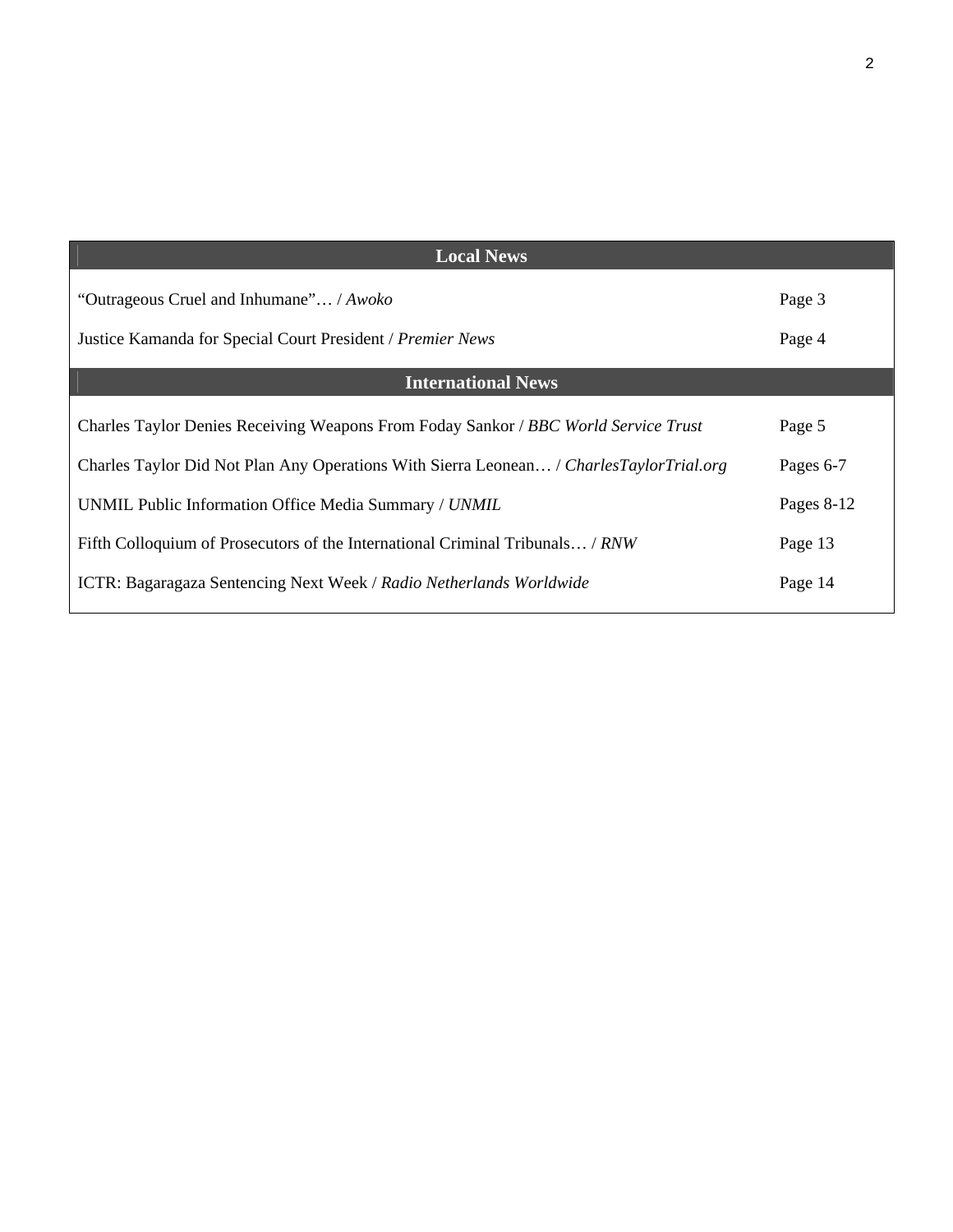| Local News | |
|---|---|
| "Outrageous Cruel and Inhumane"… / *Awoko* | Page 3 |
| Justice Kamanda for Special Court President / *Premier News* | Page 4 |
| **International News** | |
| Charles Taylor Denies Receiving Weapons From Foday Sankor / *BBC World Service Trust* | Page 5 |
| Charles Taylor Did Not Plan Any Operations With Sierra Leonean… / *CharlesTaylorTrial.org* | Pages 6-7 |
| UNMIL Public Information Office Media Summary / *UNMIL* | Pages 8-12 |
| Fifth Colloquium of Prosecutors of the International Criminal Tribunals… / *RNW* | Page 13 |
| ICTR: Bagaragaza Sentencing Next Week / *Radio Netherlands Worldwide* | Page 14 |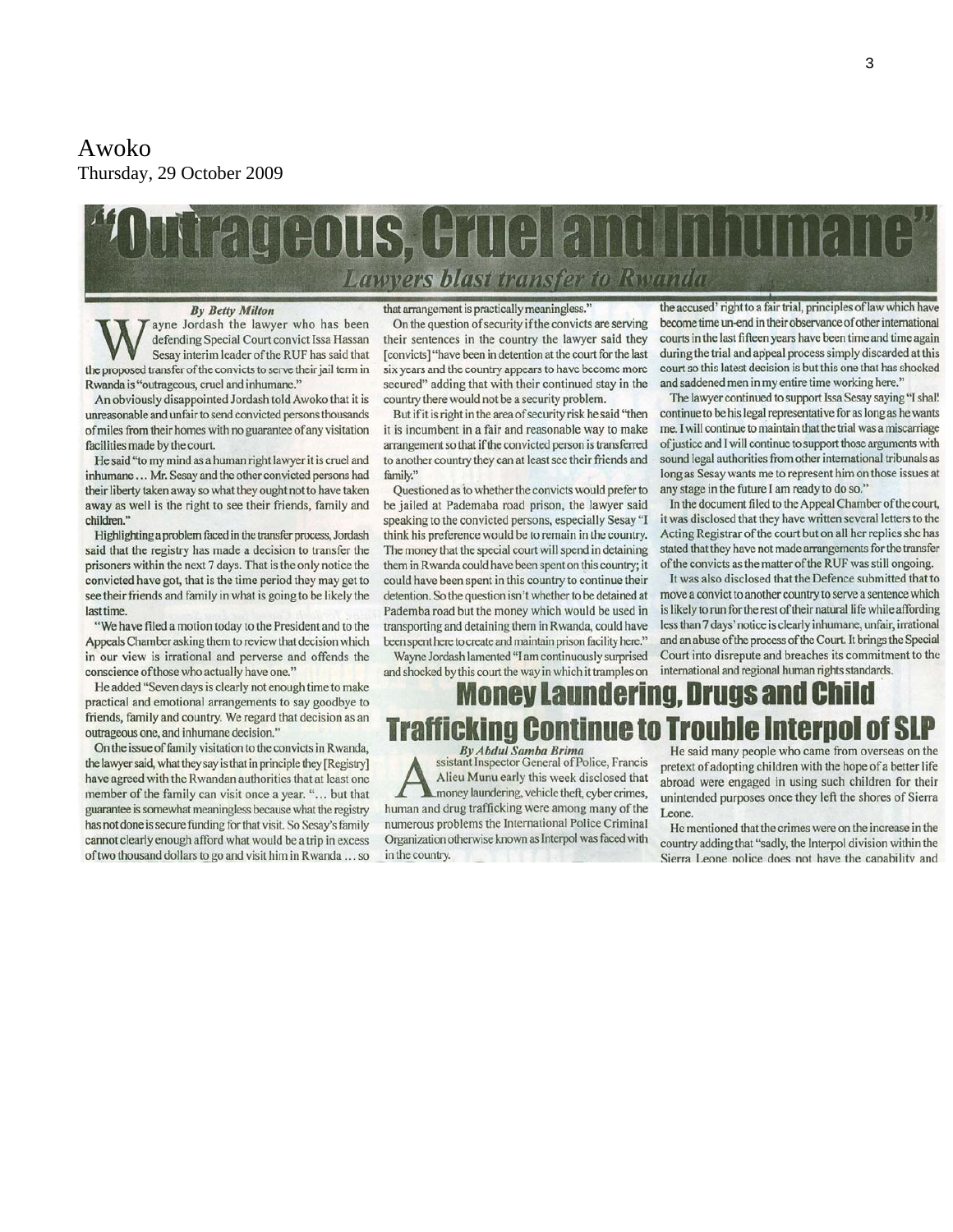Awoko
Thursday, 29 October 2009

# "Outrageous, Cruel and Inhumane"

## Lawyers blast transfer to Rwanda

**By Betty Milton**

Wayne Jordash the lawyer who has been defending Special Court convict Issa Hassan Sesay interim leader of the RUF has said that the proposed transfer of the convicts to serve their jail term in Rwanda is "outrageous, cruel and inhumane."

An obviously disappointed Jordash told Awoko that it is unreasonable and unfair to send convicted persons thousands of miles from their homes with no guarantee of any visitation facilities made by the court.

He said "to my mind as a human right lawyer it is cruel and inhumane … Mr. Sesay and the other convicted persons had their liberty taken away so what they ought not to have taken away as well is the right to see their friends, family and children."

Highlighting a problem faced in the transfer process, Jordash said that the registry has made a decision to transfer the prisoners within the next 7 days. That is the only notice the convicted have got, that is the time period they may get to see their friends and family in what is going to be likely the last time.

"We have filed a motion today to the President and to the Appeals Chamber asking them to review that decision which in our view is irrational and perverse and offends the conscience of those who actually have one."

He added "Seven days is clearly not enough time to make practical and emotional arrangements to say goodbye to friends, family and country. We regard that decision as an outrageous one, and inhumane decision."

On the issue of family visitation to the convicts in Rwanda, the lawyer said, what they say is that in principle they [Registry] have agreed with the Rwandan authorities that at least one member of the family can visit once a year. "… but that guarantee is somewhat meaningless because what the registry has not done is secure funding for that visit. So Sesay's family cannot clearly enough afford what would be a trip in excess of two thousand dollars to go and visit him in Rwanda … so that arrangement is practically meaningless."

On the question of security if the convicts are serving their sentences in the country the lawyer said they [convicts] "have been in detention at the court for the last six years and the country appears to have become more secured" adding that with their continued stay in the country there would not be a security problem.

But if it is right in the area of security risk he said "then it is incumbent in a fair and reasonable way to make arrangement so that if the convicted person is transferred to another country they can at least see their friends and family."

Questioned as to whether the convicts would prefer to be jailed at Pademaba road prison, the lawyer said speaking to the convicted persons, especially Sesay "I think his preference would be to remain in the country. The money that the special court will spend in detaining them in Rwanda could have been spent on this country; it could have been spent in this country to continue their detention. So the question isn't whether to be detained at Pademba road but the money which would be used in transporting and detaining them in Rwanda, could have been spent here to create and maintain prison facility here."

Wayne Jordash lamented "I am continuously surprised and shocked by this court the way in which it tramples on the accused' right to a fair trial, principles of law which have become time un-end in their observance of other international courts in the last fifteen years have been time and time again during the trial and appeal process simply discarded at this court so this latest decision is but this one that has shocked and saddened men in my entire time working here."

The lawyer continued to support Issa Sesay saying "I shall continue to be his legal representative for as long as he wants me. I will continue to maintain that the trial was a miscarriage of justice and I will continue to support those arguments with sound legal authorities from other international tribunals as long as Sesay wants me to represent him on those issues at any stage in the future I am ready to do so."

In the document filed to the Appeal Chamber of the court, it was disclosed that they have written several letters to the Acting Registrar of the court but on all her replies she has stated that they have not made arrangements for the transfer of the convicts as the matter of the RUF was still ongoing.

It was also disclosed that the Defence submitted that to move a convict to another country to serve a sentence which is likely to run for the rest of their natural life while affording less than 7 days' notice is clearly inhumane, unfair, irrational and an abuse of the process of the Court. It brings the Special Court into disrepute and breaches its commitment to the international and regional human rights standards.

# Money Laundering, Drugs and Child Trafficking Continue to Trouble Interpol of SLP

**By Abdul Samba Brima**

Assistant Inspector General of Police, Francis Alieu Munu early this week disclosed that money laundering, vehicle theft, cyber crimes, human and drug trafficking were among many of the numerous problems the International Police Criminal Organization otherwise known as Interpol was faced with in the country.

He said many people who came from overseas on the pretext of adopting children with the hope of a better life abroad were engaged in using such children for their unintended purposes once they left the shores of Sierra Leone.

He mentioned that the crimes were on the increase in the country adding that "sadly, the Interpol division within the Sierra Leone police does not have the capability and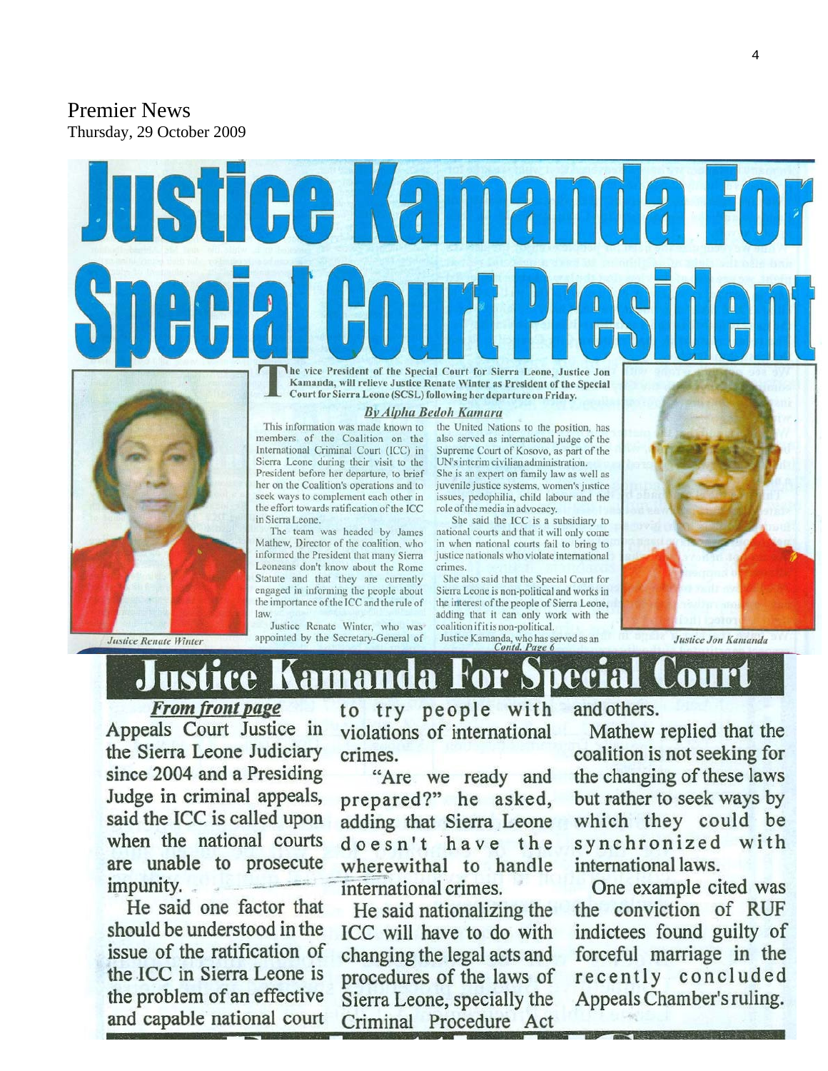Premier News
Thursday, 29 October 2009

# Justice Kamanda For Special Court President

**The vice President of the Special Court for Sierra Leone, Justice Jon Kamanda, will relieve Justice Renate Winter as President of the Special Court for Sierra Leone (SCSL) following her departure on Friday.**

***By Alpha Bedoh Kamara***

This information was made known to members of the Coalition on the International Criminal Court (ICC) in Sierra Leone during their visit to the President before her departure, to brief her on the Coalition's operations and to seek ways to complement each other in the effort towards ratification of the ICC in Sierra Leone.

The team was headed by James Mathew, Director of the coalition, who informed the President that many Sierra Leoneans don't know about the Rome Statute and that they are currently engaged in informing the people about the importance of the ICC and the rule of law.

Justice Renate Winter, who was appointed by the Secretary-General of the United Nations to the position, has also served as international judge of the Supreme Court of Kosovo, as part of the UN's interim civilian administration. She is an expert on family law as well as juvenile justice systems, women's justice issues, pedophilia, child labour and the role of the media in advocacy.

She said the ICC is a subsidiary to national courts and that it will only come in when national courts fail to bring to justice nationals who violate international crimes.

She also said that the Special Court for Sierra Leone is non-political and works in the interest of the people of Sierra Leone, adding that it can only work with the coalition if it is non-political.

Justice Kamanda, who has served as an

*Contd. Page 6*

*Justice Renate Winter*

*Justice Jon Kamanda*

## Justice Kamanda For Special Court

***From front page***

Appeals Court Justice in the Sierra Leone Judiciary since 2004 and a Presiding Judge in criminal appeals, said the ICC is called upon when the national courts are unable to prosecute impunity.

He said one factor that should be understood in the issue of the ratification of the ICC in Sierra Leone is the problem of an effective and capable national court to try people with violations of international crimes.

"Are we ready and prepared?" he asked, adding that Sierra Leone doesn't have the wherewithal to handle international crimes.

He said nationalizing the ICC will have to do with changing the legal acts and procedures of the laws of Sierra Leone, specially the Criminal Procedure Act and others.

Mathew replied that the coalition is not seeking for the changing of these laws but rather to seek ways by which they could be synchronized with international laws.

One example cited was the conviction of RUF indictees found guilty of forceful marriage in the recently concluded Appeals Chamber's ruling.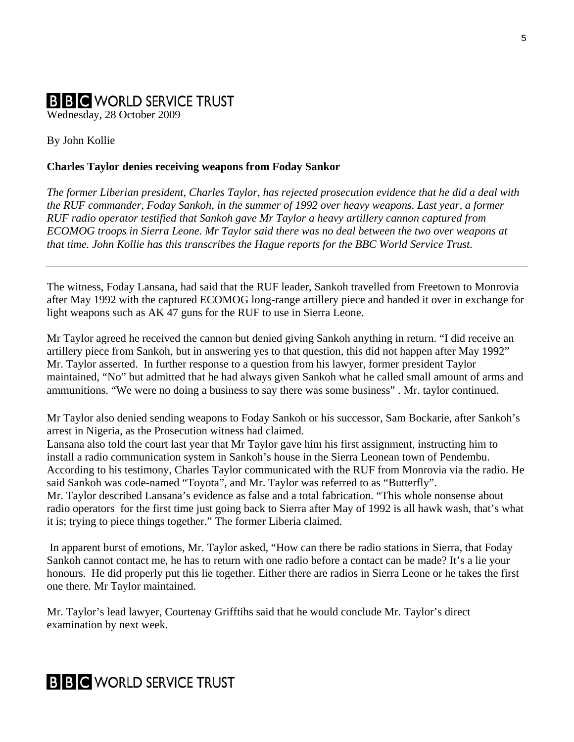# BBC WORLD SERVICE TRUST

Wednesday, 28 October 2009

By John Kollie

**Charles Taylor denies receiving weapons from Foday Sankor**

*The former Liberian president, Charles Taylor, has rejected prosecution evidence that he did a deal with the RUF commander, Foday Sankoh, in the summer of 1992 over heavy weapons. Last year, a former RUF radio operator testified that Sankoh gave Mr Taylor a heavy artillery cannon captured from ECOMOG troops in Sierra Leone. Mr Taylor said there was no deal between the two over weapons at that time. John Kollie has this transcribes the Hague reports for the BBC World Service Trust.*

---

The witness, Foday Lansana, had said that the RUF leader, Sankoh travelled from Freetown to Monrovia after May 1992 with the captured ECOMOG long-range artillery piece and handed it over in exchange for light weapons such as AK 47 guns for the RUF to use in Sierra Leone.

Mr Taylor agreed he received the cannon but denied giving Sankoh anything in return. "I did receive an artillery piece from Sankoh, but in answering yes to that question, this did not happen after May 1992" Mr. Taylor asserted. In further response to a question from his lawyer, former president Taylor maintained, "No" but admitted that he had always given Sankoh what he called small amount of arms and ammunitions. "We were no doing a business to say there was some business" . Mr. taylor continued.

Mr Taylor also denied sending weapons to Foday Sankoh or his successor, Sam Bockarie, after Sankoh's arrest in Nigeria, as the Prosecution witness had claimed.

Lansana also told the court last year that Mr Taylor gave him his first assignment, instructing him to install a radio communication system in Sankoh's house in the Sierra Leonean town of Pendembu. According to his testimony, Charles Taylor communicated with the RUF from Monrovia via the radio. He said Sankoh was code-named "Toyota", and Mr. Taylor was referred to as "Butterfly".

Mr. Taylor described Lansana's evidence as false and a total fabrication. "This whole nonsense about radio operators for the first time just going back to Sierra after May of 1992 is all hawk wash, that's what it is; trying to piece things together." The former Liberia claimed.

In apparent burst of emotions, Mr. Taylor asked, "How can there be radio stations in Sierra, that Foday Sankoh cannot contact me, he has to return with one radio before a contact can be made? It's a lie your honours. He did properly put this lie together. Either there are radios in Sierra Leone or he takes the first one there. Mr Taylor maintained.

Mr. Taylor's lead lawyer, Courtenay Grifftihs said that he would conclude Mr. Taylor's direct examination by next week.

# BBC WORLD SERVICE TRUST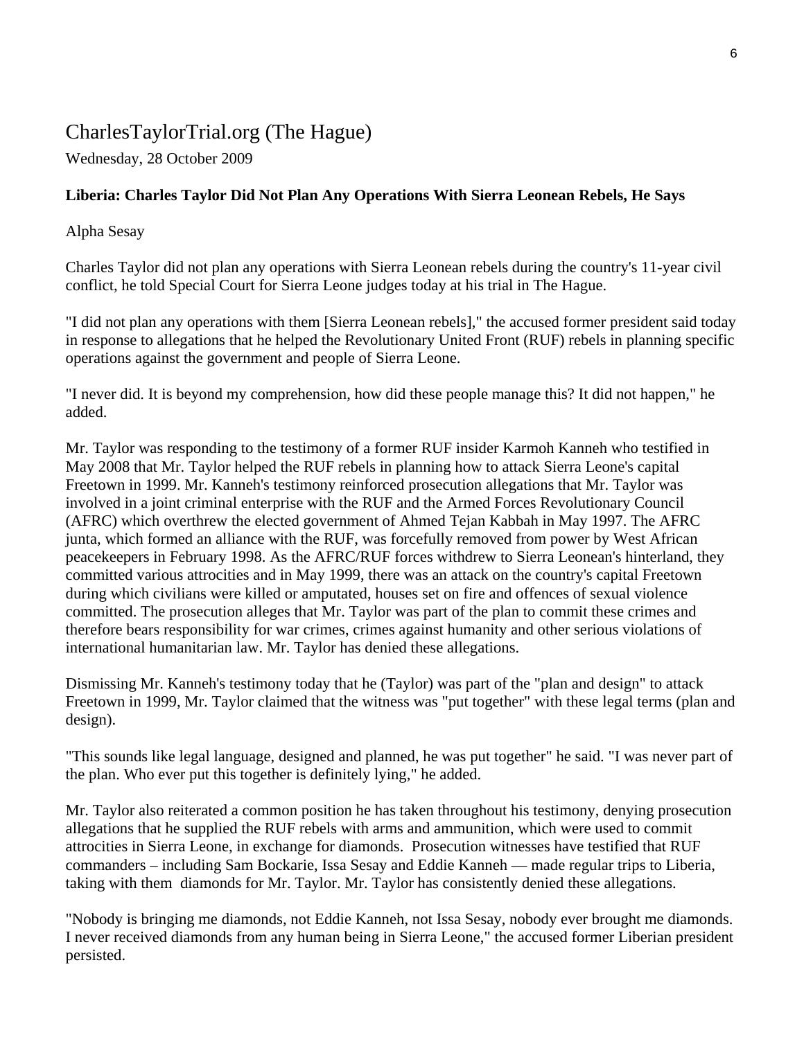## CharlesTaylorTrial.org (The Hague)

Wednesday, 28 October 2009

**Liberia: Charles Taylor Did Not Plan Any Operations With Sierra Leonean Rebels, He Says**

Alpha Sesay

Charles Taylor did not plan any operations with Sierra Leonean rebels during the country's 11-year civil conflict, he told Special Court for Sierra Leone judges today at his trial in The Hague.

"I did not plan any operations with them [Sierra Leonean rebels]," the accused former president said today in response to allegations that he helped the Revolutionary United Front (RUF) rebels in planning specific operations against the government and people of Sierra Leone.

"I never did. It is beyond my comprehension, how did these people manage this? It did not happen," he added.

Mr. Taylor was responding to the testimony of a former RUF insider Karmoh Kanneh who testified in May 2008 that Mr. Taylor helped the RUF rebels in planning how to attack Sierra Leone's capital Freetown in 1999. Mr. Kanneh's testimony reinforced prosecution allegations that Mr. Taylor was involved in a joint criminal enterprise with the RUF and the Armed Forces Revolutionary Council (AFRC) which overthrew the elected government of Ahmed Tejan Kabbah in May 1997. The AFRC junta, which formed an alliance with the RUF, was forcefully removed from power by West African peacekeepers in February 1998. As the AFRC/RUF forces withdrew to Sierra Leonean's hinterland, they committed various attrocities and in May 1999, there was an attack on the country's capital Freetown during which civilians were killed or amputated, houses set on fire and offences of sexual violence committed. The prosecution alleges that Mr. Taylor was part of the plan to commit these crimes and therefore bears responsibility for war crimes, crimes against humanity and other serious violations of international humanitarian law. Mr. Taylor has denied these allegations.

Dismissing Mr. Kanneh's testimony today that he (Taylor) was part of the "plan and design" to attack Freetown in 1999, Mr. Taylor claimed that the witness was "put together" with these legal terms (plan and design).

"This sounds like legal language, designed and planned, he was put together" he said. "I was never part of the plan. Who ever put this together is definitely lying," he added.

Mr. Taylor also reiterated a common position he has taken throughout his testimony, denying prosecution allegations that he supplied the RUF rebels with arms and ammunition, which were used to commit attrocities in Sierra Leone, in exchange for diamonds. Prosecution witnesses have testified that RUF commanders – including Sam Bockarie, Issa Sesay and Eddie Kanneh — made regular trips to Liberia, taking with them diamonds for Mr. Taylor. Mr. Taylor has consistently denied these allegations.

"Nobody is bringing me diamonds, not Eddie Kanneh, not Issa Sesay, nobody ever brought me diamonds. I never received diamonds from any human being in Sierra Leone," the accused former Liberian president persisted.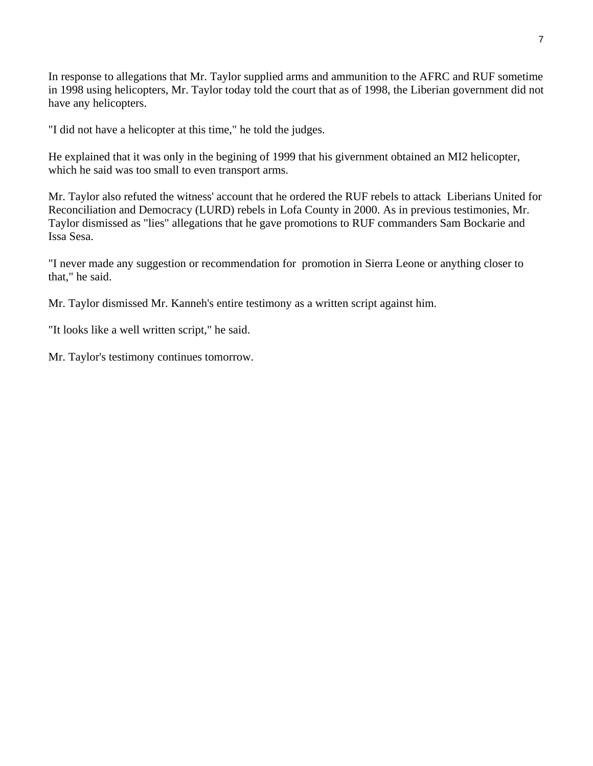In response to allegations that Mr. Taylor supplied arms and ammunition to the AFRC and RUF sometime in 1998 using helicopters, Mr. Taylor today told the court that as of 1998, the Liberian government did not have any helicopters.

"I did not have a helicopter at this time," he told the judges.

He explained that it was only in the begining of 1999 that his givernment obtained an MI2 helicopter, which he said was too small to even transport arms.

Mr. Taylor also refuted the witness' account that he ordered the RUF rebels to attack Liberians United for Reconciliation and Democracy (LURD) rebels in Lofa County in 2000. As in previous testimonies, Mr. Taylor dismissed as "lies" allegations that he gave promotions to RUF commanders Sam Bockarie and Issa Sesa.

"I never made any suggestion or recommendation for promotion in Sierra Leone or anything closer to that," he said.

Mr. Taylor dismissed Mr. Kanneh's entire testimony as a written script against him.

"It looks like a well written script," he said.

Mr. Taylor's testimony continues tomorrow.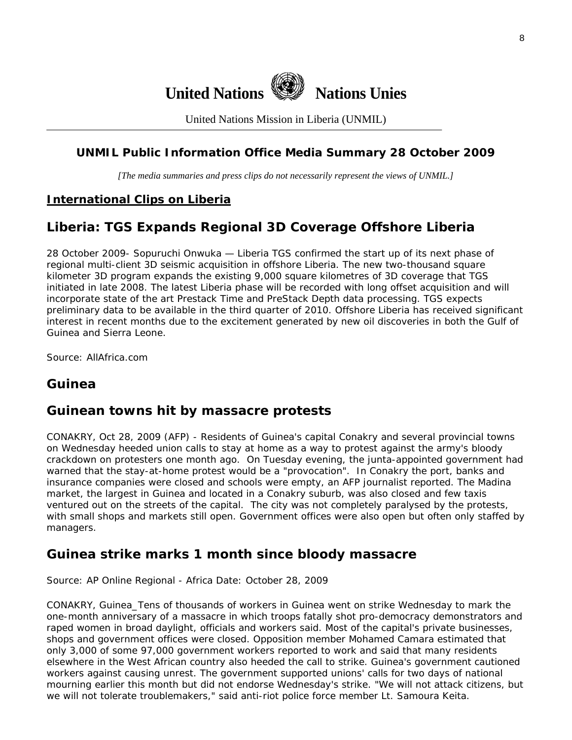**United Nations** **Nations Unies**

United Nations Mission in Liberia (UNMIL)

---

### UNMIL Public Information Office Media Summary 28 October 2009

*[The media summaries and press clips do not necessarily represent the views of UNMIL.]*

**International Clips on Liberia**

## Liberia: TGS Expands Regional 3D Coverage Offshore Liberia

28 October 2009- Sopuruchi Onwuka — Liberia TGS confirmed the start up of its next phase of regional multi-client 3D seismic acquisition in offshore Liberia. The new two-thousand square kilometer 3D program expands the existing 9,000 square kilometres of 3D coverage that TGS initiated in late 2008. The latest Liberia phase will be recorded with long offset acquisition and will incorporate state of the art Prestack Time and PreStack Depth data processing. TGS expects preliminary data to be available in the third quarter of 2010. Offshore Liberia has received significant interest in recent months due to the excitement generated by new oil discoveries in both the Gulf of Guinea and Sierra Leone.

Source: AllAfrica.com

## Guinea

## Guinean towns hit by massacre protests

CONAKRY, Oct 28, 2009 (AFP) - Residents of Guinea's capital Conakry and several provincial towns on Wednesday heeded union calls to stay at home as a way to protest against the army's bloody crackdown on protesters one month ago. On Tuesday evening, the junta-appointed government had warned that the stay-at-home protest would be a "provocation". In Conakry the port, banks and insurance companies were closed and schools were empty, an AFP journalist reported. The Madina market, the largest in Guinea and located in a Conakry suburb, was also closed and few taxis ventured out on the streets of the capital. The city was not completely paralysed by the protests, with small shops and markets still open. Government offices were also open but often only staffed by managers.

## Guinea strike marks 1 month since bloody massacre

Source: AP Online Regional - Africa Date: October 28, 2009

CONAKRY, Guinea_Tens of thousands of workers in Guinea went on strike Wednesday to mark the one-month anniversary of a massacre in which troops fatally shot pro-democracy demonstrators and raped women in broad daylight, officials and workers said. Most of the capital's private businesses, shops and government offices were closed. Opposition member Mohamed Camara estimated that only 3,000 of some 97,000 government workers reported to work and said that many residents elsewhere in the West African country also heeded the call to strike. Guinea's government cautioned workers against causing unrest. The government supported unions' calls for two days of national mourning earlier this month but did not endorse Wednesday's strike. "We will not attack citizens, but we will not tolerate troublemakers," said anti-riot police force member Lt. Samoura Keita.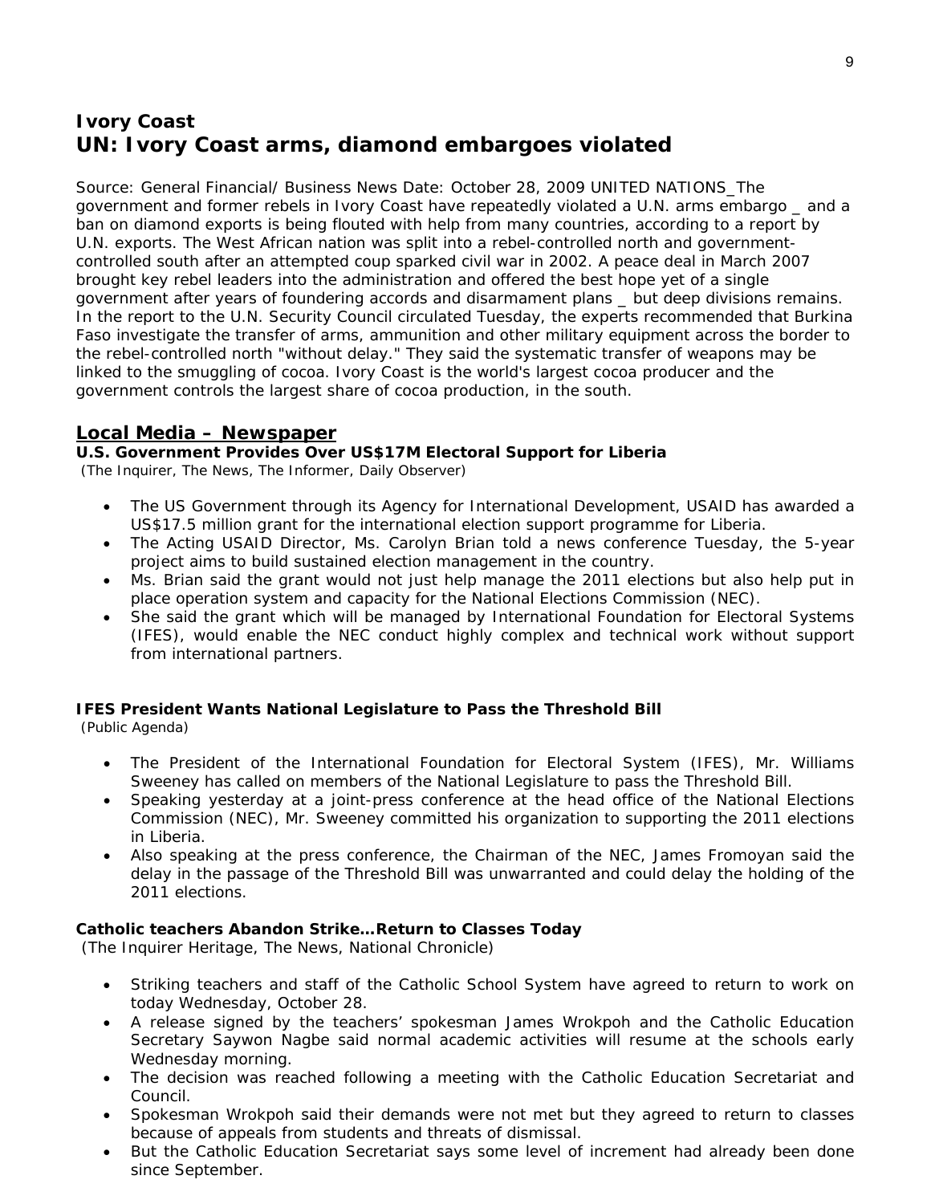## Ivory Coast
## UN: Ivory Coast arms, diamond embargoes violated

Source: General Financial/ Business News Date: October 28, 2009 UNITED NATIONS_The government and former rebels in Ivory Coast have repeatedly violated a U.N. arms embargo _ and a ban on diamond exports is being flouted with help from many countries, according to a report by U.N. exports. The West African nation was split into a rebel-controlled north and government-controlled south after an attempted coup sparked civil war in 2002. A peace deal in March 2007 brought key rebel leaders into the administration and offered the best hope yet of a single government after years of foundering accords and disarmament plans _ but deep divisions remains. In the report to the U.N. Security Council circulated Tuesday, the experts recommended that Burkina Faso investigate the transfer of arms, ammunition and other military equipment across the border to the rebel-controlled north "without delay." They said the systematic transfer of weapons may be linked to the smuggling of cocoa. Ivory Coast is the world's largest cocoa producer and the government controls the largest share of cocoa production, in the south.

## Local Media – Newspaper

**U.S. Government Provides Over US$17M Electoral Support for Liberia**
*(The Inquirer, The News, The Informer, Daily Observer)*

- The US Government through its Agency for International Development, USAID has awarded a US$17.5 million grant for the international election support programme for Liberia.
- The Acting USAID Director, Ms. Carolyn Brian told a news conference Tuesday, the 5-year project aims to build sustained election management in the country.
- Ms. Brian said the grant would not just help manage the 2011 elections but also help put in place operation system and capacity for the National Elections Commission (NEC).
- She said the grant which will be managed by International Foundation for Electoral Systems (IFES), would enable the NEC conduct highly complex and technical work without support from international partners.

**IFES President Wants National Legislature to Pass the Threshold Bill**
*(Public Agenda)*

- The President of the International Foundation for Electoral System (IFES), Mr. Williams Sweeney has called on members of the National Legislature to pass the Threshold Bill.
- Speaking yesterday at a joint-press conference at the head office of the National Elections Commission (NEC), Mr. Sweeney committed his organization to supporting the 2011 elections in Liberia.
- Also speaking at the press conference, the Chairman of the NEC, James Fromoyan said the delay in the passage of the Threshold Bill was unwarranted and could delay the holding of the 2011 elections.

**Catholic teachers Abandon Strike…Return to Classes Today**
*(The Inquirer Heritage, The News, National Chronicle)*

- Striking teachers and staff of the Catholic School System have agreed to return to work on today Wednesday, October 28.
- A release signed by the teachers' spokesman James Wrokpoh and the Catholic Education Secretary Saywon Nagbe said normal academic activities will resume at the schools early Wednesday morning.
- The decision was reached following a meeting with the Catholic Education Secretariat and Council.
- Spokesman Wrokpoh said their demands were not met but they agreed to return to classes because of appeals from students and threats of dismissal.
- But the Catholic Education Secretariat says some level of increment had already been done since September.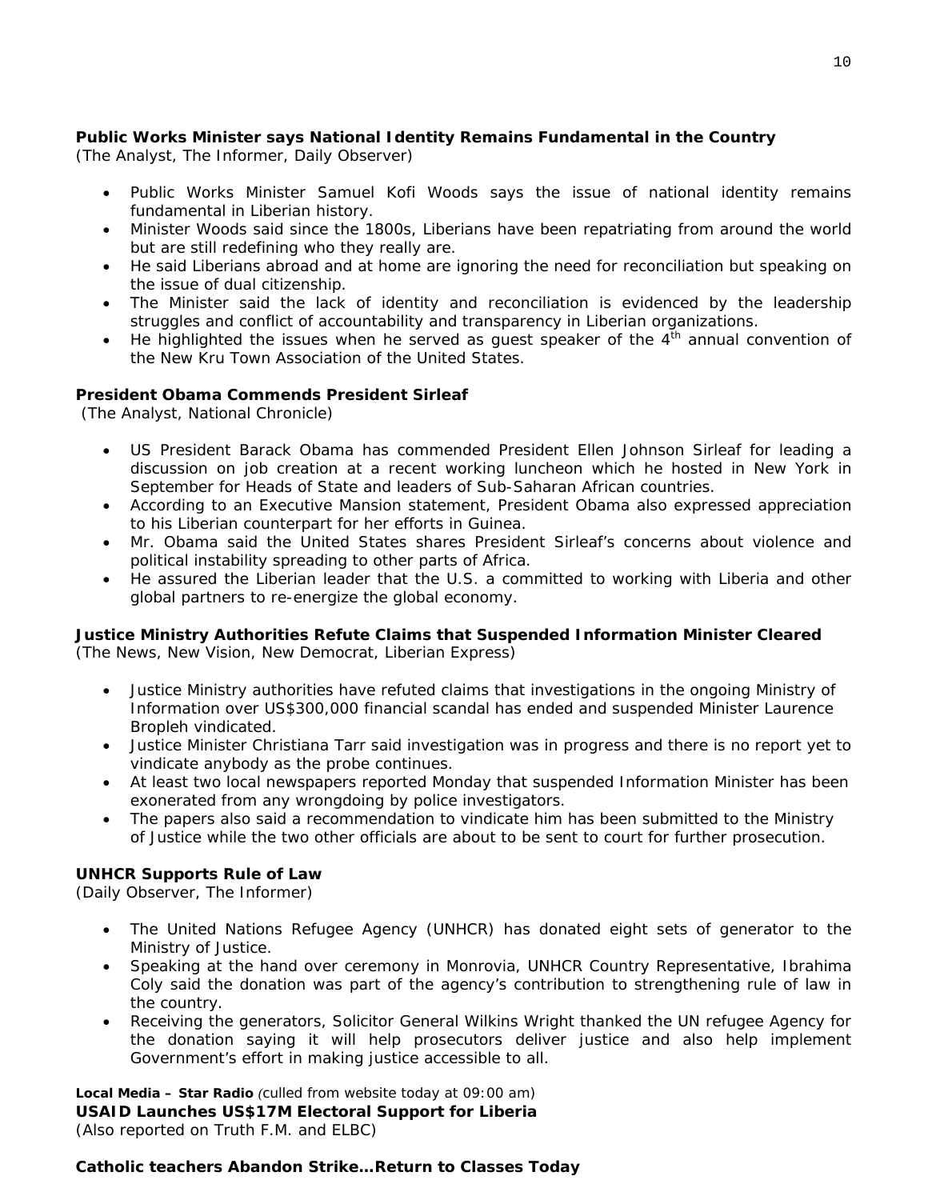**Public Works Minister says National Identity Remains Fundamental in the Country**
*(The Analyst, The Informer, Daily Observer)*

- Public Works Minister Samuel Kofi Woods says the issue of national identity remains fundamental in Liberian history.
- Minister Woods said since the 1800s, Liberians have been repatriating from around the world but are still redefining who they really are.
- He said Liberians abroad and at home are ignoring the need for reconciliation but speaking on the issue of dual citizenship.
- The Minister said the lack of identity and reconciliation is evidenced by the leadership struggles and conflict of accountability and transparency in Liberian organizations.
- He highlighted the issues when he served as guest speaker of the 4th annual convention of the New Kru Town Association of the United States.

**President Obama Commends President Sirleaf**
*(The Analyst, National Chronicle)*

- US President Barack Obama has commended President Ellen Johnson Sirleaf for leading a discussion on job creation at a recent working luncheon which he hosted in New York in September for Heads of State and leaders of Sub-Saharan African countries.
- According to an Executive Mansion statement, President Obama also expressed appreciation to his Liberian counterpart for her efforts in Guinea.
- Mr. Obama said the United States shares President Sirleaf's concerns about violence and political instability spreading to other parts of Africa.
- He assured the Liberian leader that the U.S. a committed to working with Liberia and other global partners to re-energize the global economy.

**Justice Ministry Authorities Refute Claims that Suspended Information Minister Cleared**
*(The News, New Vision, New Democrat, Liberian Express)*

- Justice Ministry authorities have refuted claims that investigations in the ongoing Ministry of Information over US$300,000 financial scandal has ended and suspended Minister Laurence Bropleh vindicated.
- Justice Minister Christiana Tarr said investigation was in progress and there is no report yet to vindicate anybody as the probe continues.
- At least two local newspapers reported Monday that suspended Information Minister has been exonerated from any wrongdoing by police investigators.
- The papers also said a recommendation to vindicate him has been submitted to the Ministry of Justice while the two other officials are about to be sent to court for further prosecution.

**UNHCR Supports Rule of Law**
*(Daily Observer, The Informer)*

- The United Nations Refugee Agency (UNHCR) has donated eight sets of generator to the Ministry of Justice.
- Speaking at the hand over ceremony in Monrovia, UNHCR Country Representative, Ibrahima Coly said the donation was part of the agency's contribution to strengthening rule of law in the country.
- Receiving the generators, Solicitor General Wilkins Wright thanked the UN refugee Agency for the donation saying it will help prosecutors deliver justice and also help implement Government's effort in making justice accessible to all.

**Local Media – Star Radio** *(culled from website today at 09:00 am)*
**USAID Launches US$17M Electoral Support for Liberia**
*(Also reported on Truth F.M. and ELBC)*

**Catholic teachers Abandon Strike…Return to Classes Today**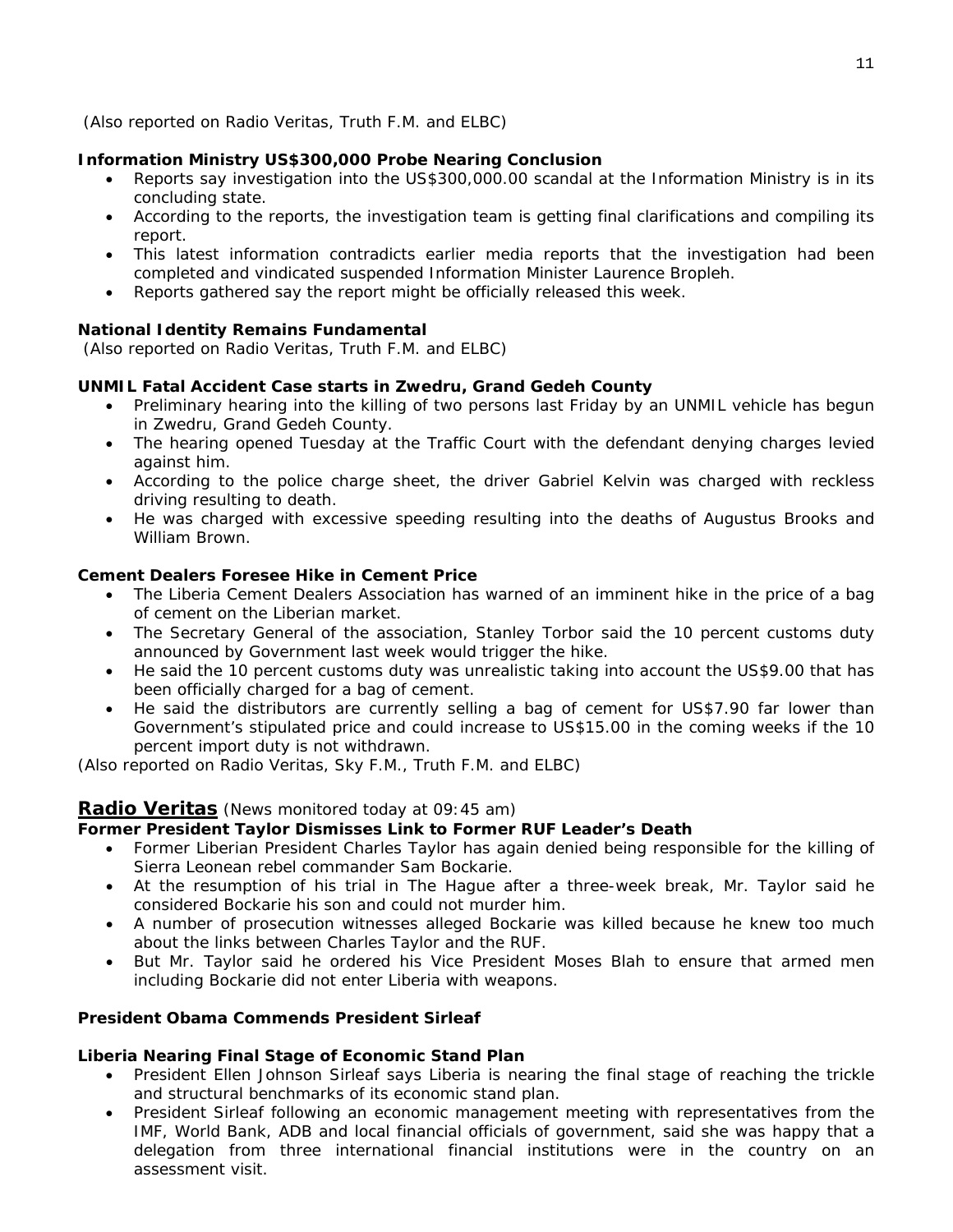(Also reported on Radio Veritas, Truth F.M. and ELBC)

**Information Ministry US$300,000 Probe Nearing Conclusion**

- Reports say investigation into the US$300,000.00 scandal at the Information Ministry is in its concluding state.
- According to the reports, the investigation team is getting final clarifications and compiling its report.
- This latest information contradicts earlier media reports that the investigation had been completed and vindicated suspended Information Minister Laurence Bropleh.
- Reports gathered say the report might be officially released this week.

**National Identity Remains Fundamental**

(Also reported on Radio Veritas, Truth F.M. and ELBC)

**UNMIL Fatal Accident Case starts in Zwedru, Grand Gedeh County**

- Preliminary hearing into the killing of two persons last Friday by an UNMIL vehicle has begun in Zwedru, Grand Gedeh County.
- The hearing opened Tuesday at the Traffic Court with the defendant denying charges levied against him.
- According to the police charge sheet, the driver Gabriel Kelvin was charged with reckless driving resulting to death.
- He was charged with excessive speeding resulting into the deaths of Augustus Brooks and William Brown.

**Cement Dealers Foresee Hike in Cement Price**

- The Liberia Cement Dealers Association has warned of an imminent hike in the price of a bag of cement on the Liberian market.
- The Secretary General of the association, Stanley Torbor said the 10 percent customs duty announced by Government last week would trigger the hike.
- He said the 10 percent customs duty was unrealistic taking into account the US$9.00 that has been officially charged for a bag of cement.
- He said the distributors are currently selling a bag of cement for US$7.90 far lower than Government's stipulated price and could increase to US$15.00 in the coming weeks if the 10 percent import duty is not withdrawn.

(Also reported on Radio Veritas, Sky F.M., Truth F.M. and ELBC)

## Radio Veritas (News monitored today at 09:45 am)

**Former President Taylor Dismisses Link to Former RUF Leader's Death**

- Former Liberian President Charles Taylor has again denied being responsible for the killing of Sierra Leonean rebel commander Sam Bockarie.
- At the resumption of his trial in The Hague after a three-week break, Mr. Taylor said he considered Bockarie his son and could not murder him.
- A number of prosecution witnesses alleged Bockarie was killed because he knew too much about the links between Charles Taylor and the RUF.
- But Mr. Taylor said he ordered his Vice President Moses Blah to ensure that armed men including Bockarie did not enter Liberia with weapons.

**President Obama Commends President Sirleaf**

**Liberia Nearing Final Stage of Economic Stand Plan**

- President Ellen Johnson Sirleaf says Liberia is nearing the final stage of reaching the trickle and structural benchmarks of its economic stand plan.
- President Sirleaf following an economic management meeting with representatives from the IMF, World Bank, ADB and local financial officials of government, said she was happy that a delegation from three international financial institutions were in the country on an assessment visit.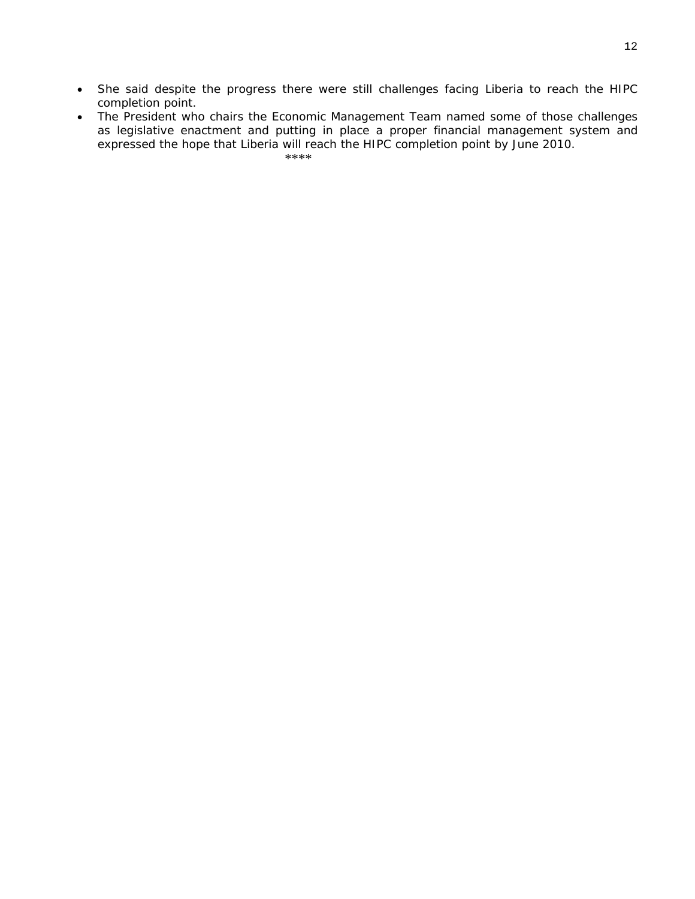- She said despite the progress there were still challenges facing Liberia to reach the HIPC completion point.
- The President who chairs the Economic Management Team named some of those challenges as legislative enactment and putting in place a proper financial management system and expressed the hope that Liberia will reach the HIPC completion point by June 2010.

****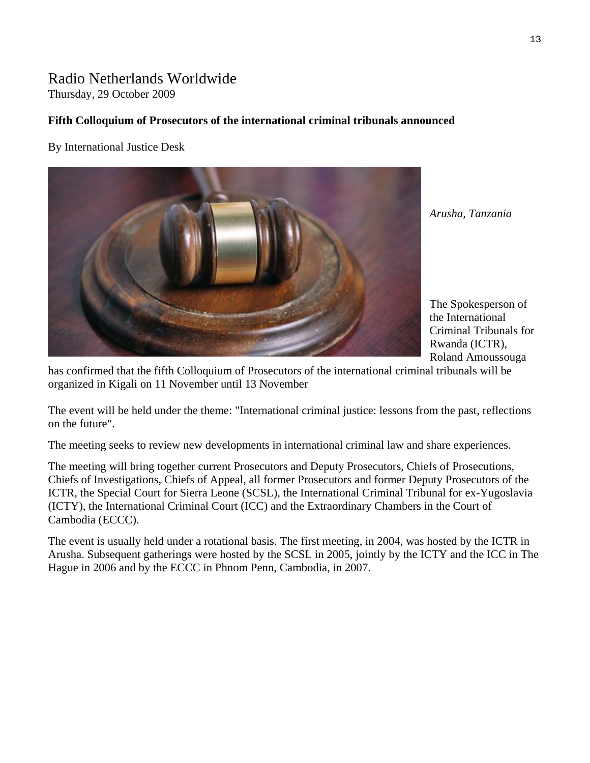# Radio Netherlands Worldwide

Thursday, 29 October 2009

**Fifth Colloquium of Prosecutors of the international criminal tribunals announced**

By International Justice Desk

*Arusha, Tanzania*

The Spokesperson of the International Criminal Tribunals for Rwanda (ICTR), Roland Amoussouga has confirmed that the fifth Colloquium of Prosecutors of the international criminal tribunals will be organized in Kigali on 11 November until 13 November

The event will be held under the theme: "International criminal justice: lessons from the past, reflections on the future".

The meeting seeks to review new developments in international criminal law and share experiences.

The meeting will bring together current Prosecutors and Deputy Prosecutors, Chiefs of Prosecutions, Chiefs of Investigations, Chiefs of Appeal, all former Prosecutors and former Deputy Prosecutors of the ICTR, the Special Court for Sierra Leone (SCSL), the International Criminal Tribunal for ex-Yugoslavia (ICTY), the International Criminal Court (ICC) and the Extraordinary Chambers in the Court of Cambodia (ECCC).

The event is usually held under a rotational basis. The first meeting, in 2004, was hosted by the ICTR in Arusha. Subsequent gatherings were hosted by the SCSL in 2005, jointly by the ICTY and the ICC in The Hague in 2006 and by the ECCC in Phnom Penn, Cambodia, in 2007.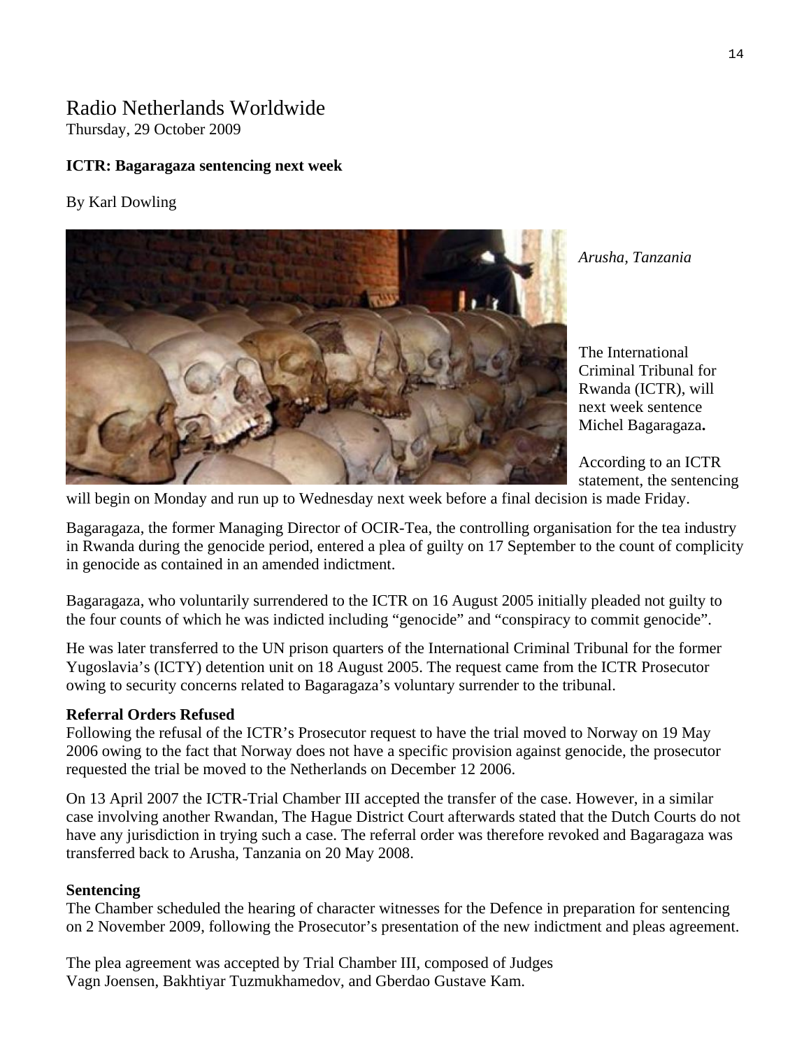# Radio Netherlands Worldwide

Thursday, 29 October 2009

**ICTR: Bagaragaza sentencing next week**

By Karl Dowling

*Arusha, Tanzania*

The International Criminal Tribunal for Rwanda (ICTR), will next week sentence Michel Bagaragaza**.**

According to an ICTR statement, the sentencing will begin on Monday and run up to Wednesday next week before a final decision is made Friday.

Bagaragaza, the former Managing Director of OCIR-Tea, the controlling organisation for the tea industry in Rwanda during the genocide period, entered a plea of guilty on 17 September to the count of complicity in genocide as contained in an amended indictment.

Bagaragaza, who voluntarily surrendered to the ICTR on 16 August 2005 initially pleaded not guilty to the four counts of which he was indicted including "genocide" and "conspiracy to commit genocide".

He was later transferred to the UN prison quarters of the International Criminal Tribunal for the former Yugoslavia's (ICTY) detention unit on 18 August 2005. The request came from the ICTR Prosecutor owing to security concerns related to Bagaragaza's voluntary surrender to the tribunal.

**Referral Orders Refused**

Following the refusal of the ICTR's Prosecutor request to have the trial moved to Norway on 19 May 2006 owing to the fact that Norway does not have a specific provision against genocide, the prosecutor requested the trial be moved to the Netherlands on December 12 2006.

On 13 April 2007 the ICTR-Trial Chamber III accepted the transfer of the case. However, in a similar case involving another Rwandan, The Hague District Court afterwards stated that the Dutch Courts do not have any jurisdiction in trying such a case. The referral order was therefore revoked and Bagaragaza was transferred back to Arusha, Tanzania on 20 May 2008.

**Sentencing**

The Chamber scheduled the hearing of character witnesses for the Defence in preparation for sentencing on 2 November 2009, following the Prosecutor's presentation of the new indictment and pleas agreement.

The plea agreement was accepted by Trial Chamber III, composed of Judges Vagn Joensen, Bakhtiyar Tuzmukhamedov, and Gberdao Gustave Kam.